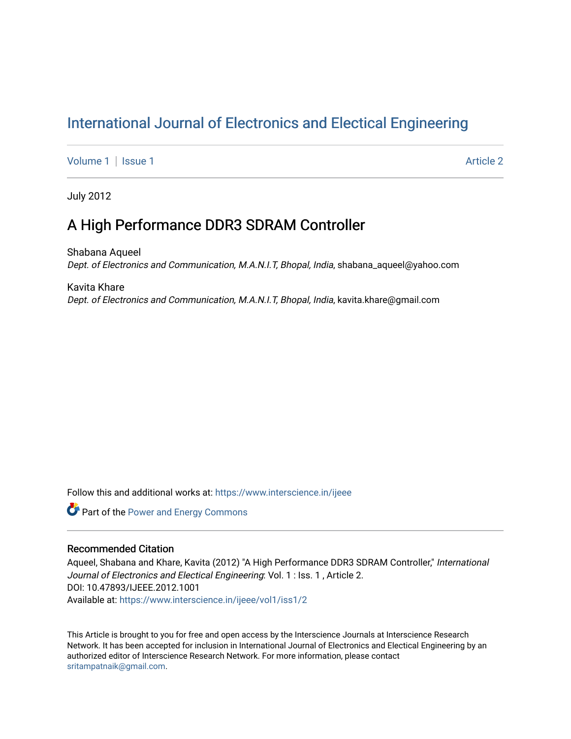# International Journal of Electronics and Electical Engineering

Volume 1 | Issue 1 Article 2

July 2012

## A High Performance DDR3 SDRAM Controller

Shabana Aqueel
*Dept. of Electronics and Communication, M.A.N.I.T, Bhopal, India*, shabana_aqueel@yahoo.com

Kavita Khare
*Dept. of Electronics and Communication, M.A.N.I.T, Bhopal, India*, kavita.khare@gmail.com

Follow this and additional works at: https://www.interscience.in/ijeee

Part of the Power and Energy Commons

### Recommended Citation

Aqueel, Shabana and Khare, Kavita (2012) "A High Performance DDR3 SDRAM Controller," *International Journal of Electronics and Electical Engineering*: Vol. 1 : Iss. 1 , Article 2.
DOI: 10.47893/IJEEE.2012.1001
Available at: https://www.interscience.in/ijeee/vol1/iss1/2

This Article is brought to you for free and open access by the Interscience Journals at Interscience Research Network. It has been accepted for inclusion in International Journal of Electronics and Electical Engineering by an authorized editor of Interscience Research Network. For more information, please contact sritampatnaik@gmail.com.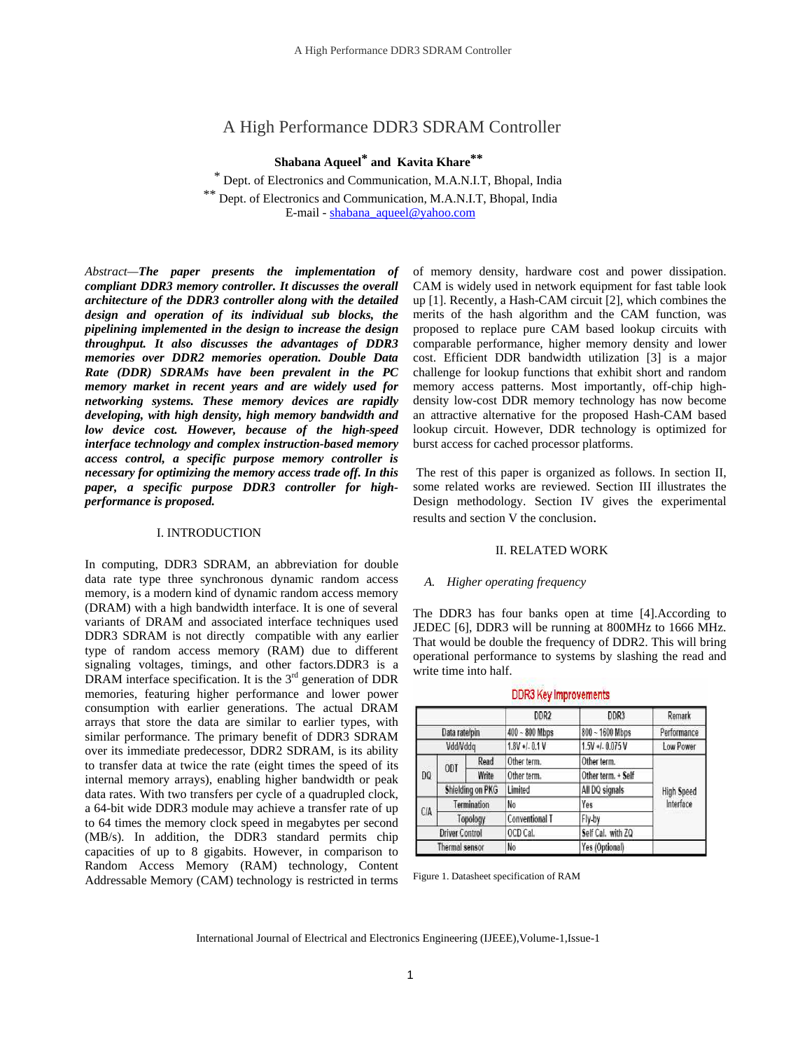# A High Performance DDR3 SDRAM Controller

**Shabana Aqueel[*] and Kavita Khare[**]**

[*] Dept. of Electronics and Communication, M.A.N.I.T, Bhopal, India

[**] Dept. of Electronics and Communication, M.A.N.I.T, Bhopal, India

E-mail - shabana_aqueel@yahoo.com

*Abstract*—***The paper presents the implementation of compliant DDR3 memory controller. It discusses the overall architecture of the DDR3 controller along with the detailed design and operation of its individual sub blocks, the pipelining implemented in the design to increase the design throughput. It also discusses the advantages of DDR3 memories over DDR2 memories operation. Double Data Rate (DDR) SDRAMs have been prevalent in the PC memory market in recent years and are widely used for networking systems. These memory devices are rapidly developing, with high density, high memory bandwidth and low device cost. However, because of the high-speed interface technology and complex instruction-based memory access control, a specific purpose memory controller is necessary for optimizing the memory access trade off. In this paper, a specific purpose DDR3 controller for high-performance is proposed.***

## I. INTRODUCTION

In computing, DDR3 SDRAM, an abbreviation for double data rate type three synchronous dynamic random access memory, is a modern kind of dynamic random access memory (DRAM) with a high bandwidth interface. It is one of several variants of DRAM and associated interface techniques used DDR3 SDRAM is not directly compatible with any earlier type of random access memory (RAM) due to different signaling voltages, timings, and other factors.DDR3 is a DRAM interface specification. It is the 3rd generation of DDR memories, featuring higher performance and lower power consumption with earlier generations. The actual DRAM arrays that store the data are similar to earlier types, with similar performance. The primary benefit of DDR3 SDRAM over its immediate predecessor, DDR2 SDRAM, is its ability to transfer data at twice the rate (eight times the speed of its internal memory arrays), enabling higher bandwidth or peak data rates. With two transfers per cycle of a quadrupled clock, a 64-bit wide DDR3 module may achieve a transfer rate of up to 64 times the memory clock speed in megabytes per second (MB/s). In addition, the DDR3 standard permits chip capacities of up to 8 gigabits. However, in comparison to Random Access Memory (RAM) technology, Content Addressable Memory (CAM) technology is restricted in terms of memory density, hardware cost and power dissipation. CAM is widely used in network equipment for fast table look up [1]. Recently, a Hash-CAM circuit [2], which combines the merits of the hash algorithm and the CAM function, was proposed to replace pure CAM based lookup circuits with comparable performance, higher memory density and lower cost. Efficient DDR bandwidth utilization [3] is a major challenge for lookup functions that exhibit short and random memory access patterns. Most importantly, off-chip high-density low-cost DDR memory technology has now become an attractive alternative for the proposed Hash-CAM based lookup circuit. However, DDR technology is optimized for burst access for cached processor platforms.

The rest of this paper is organized as follows. In section II, some related works are reviewed. Section III illustrates the Design methodology. Section IV gives the experimental results and section V the conclusion.

## II. RELATED WORK

### *A. Higher operating frequency*

The DDR3 has four banks open at time [4].According to JEDEC [6], DDR3 will be running at 800MHz to 1666 MHz. That would be double the frequency of DDR2. This will bring operational performance to systems by slashing the read and write time into half.

DDR3 Key Improvements

| | | | DDR2 | DDR3 | Remark |
|---|---|---|---|---|---|
| Data rate/pin | | | 400 ~ 800 Mbps | 800 ~ 1600 Mbps | Performance |
| Vdd/Vddq | | | 1.8V +/- 0.1 V | 1.5V +/- 0.075 V | Low Power |
| DQ | ODT | Read | Other term. | Other term. | High Speed Interface |
| | | Write | Other term. | Other term. + Self | |
| | Shielding on PKG | | Limited | All DQ signals | |
| C/A | Termination | | No | Yes | |
| | Topology | | Conventional T | Fly-by | |
| Driver Control | | | OCD Cal. | Self Cal. with ZQ | |
| Thermal sensor | | | No | Yes (Optional) | |

Figure 1. Datasheet specification of RAM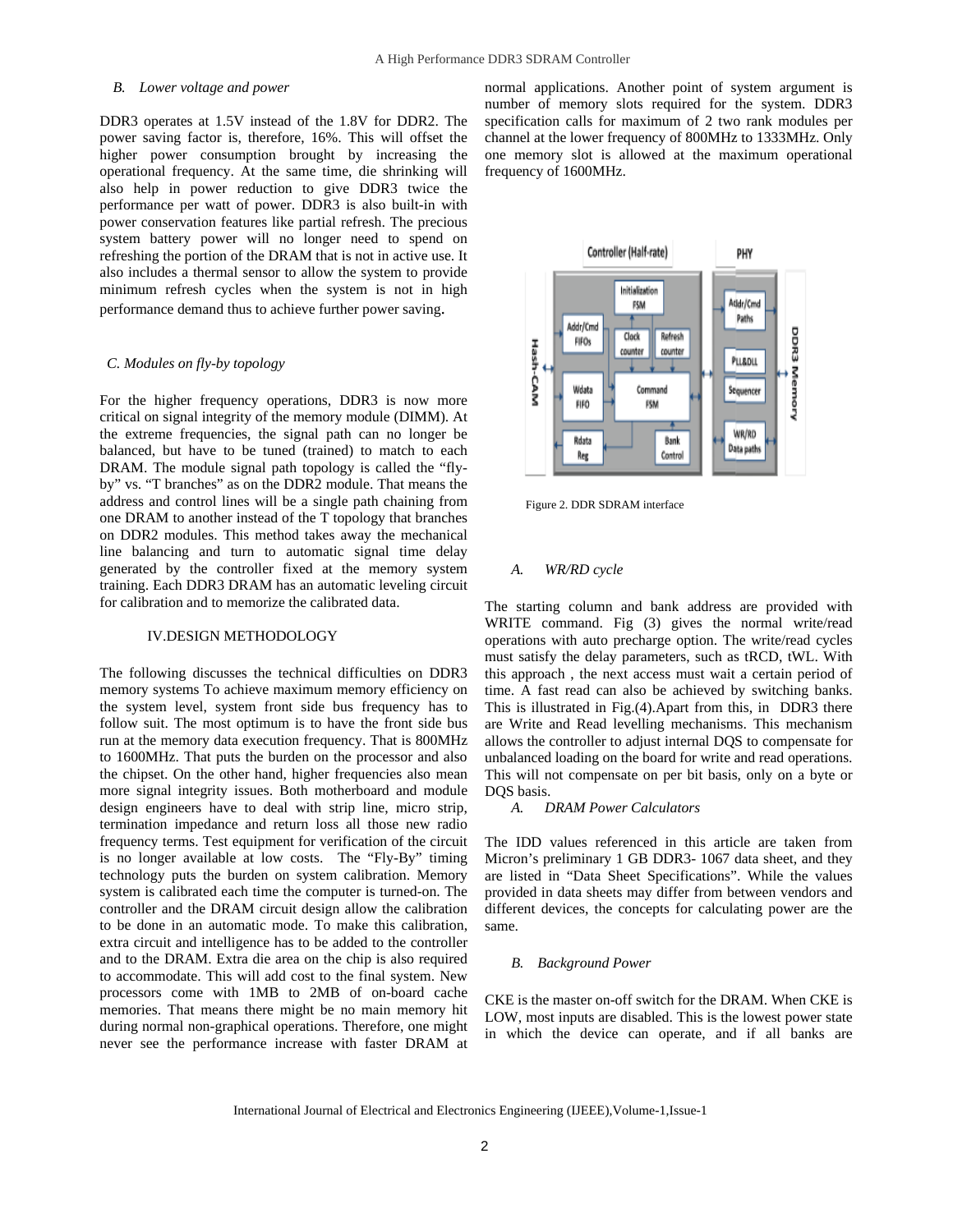### B. *Lower voltage and power*

DDR3 operates at 1.5V instead of the 1.8V for DDR2. The power saving factor is, therefore, 16%. This will offset the higher power consumption brought by increasing the operational frequency. At the same time, die shrinking will also help in power reduction to give DDR3 twice the performance per watt of power. DDR3 is also built-in with power conservation features like partial refresh. The precious system battery power will no longer need to spend on refreshing the portion of the DRAM that is not in active use. It also includes a thermal sensor to allow the system to provide minimum refresh cycles when the system is not in high performance demand thus to achieve further power saving.

### *C. Modules on fly-by topology*

For the higher frequency operations, DDR3 is now more critical on signal integrity of the memory module (DIMM). At the extreme frequencies, the signal path can no longer be balanced, but have to be tuned (trained) to match to each DRAM. The module signal path topology is called the "fly-by" vs. "T branches" as on the DDR2 module. That means the address and control lines will be a single path chaining from one DRAM to another instead of the T topology that branches on DDR2 modules. This method takes away the mechanical line balancing and turn to automatic signal time delay generated by the controller fixed at the memory system training. Each DDR3 DRAM has an automatic leveling circuit for calibration and to memorize the calibrated data.

## IV.DESIGN METHODOLOGY

The following discusses the technical difficulties on DDR3 memory systems To achieve maximum memory efficiency on the system level, system front side bus frequency has to follow suit. The most optimum is to have the front side bus run at the memory data execution frequency. That is 800MHz to 1600MHz. That puts the burden on the processor and also the chipset. On the other hand, higher frequencies also mean more signal integrity issues. Both motherboard and module design engineers have to deal with strip line, micro strip, termination impedance and return loss all those new radio frequency terms. Test equipment for verification of the circuit is no longer available at low costs. The "Fly-By" timing technology puts the burden on system calibration. Memory system is calibrated each time the computer is turned-on. The controller and the DRAM circuit design allow the calibration to be done in an automatic mode. To make this calibration, extra circuit and intelligence has to be added to the controller and to the DRAM. Extra die area on the chip is also required to accommodate. This will add cost to the final system. New processors come with 1MB to 2MB of on-board cache memories. That means there might be no main memory hit during normal non-graphical operations. Therefore, one might never see the performance increase with faster DRAM at normal applications. Another point of system argument is number of memory slots required for the system. DDR3 specification calls for maximum of 2 two rank modules per channel at the lower frequency of 800MHz to 1333MHz. Only one memory slot is allowed at the maximum operational frequency of 1600MHz.

Figure 2. DDR SDRAM interface

### A. *WR/RD cycle*

The starting column and bank address are provided with WRITE command. Fig (3) gives the normal write/read operations with auto precharge option. The write/read cycles must satisfy the delay parameters, such as tRCD, tWL. With this approach , the next access must wait a certain period of time. A fast read can also be achieved by switching banks. This is illustrated in Fig.(4).Apart from this, in DDR3 there are Write and Read levelling mechanisms. This mechanism allows the controller to adjust internal DQS to compensate for unbalanced loading on the board for write and read operations. This will not compensate on per bit basis, only on a byte or DQS basis.

### A. *DRAM Power Calculators*

The IDD values referenced in this article are taken from Micron's preliminary 1 GB DDR3- 1067 data sheet, and they are listed in "Data Sheet Specifications". While the values provided in data sheets may differ from between vendors and different devices, the concepts for calculating power are the same.

### B. *Background Power*

CKE is the master on-off switch for the DRAM. When CKE is LOW, most inputs are disabled. This is the lowest power state in which the device can operate, and if all banks are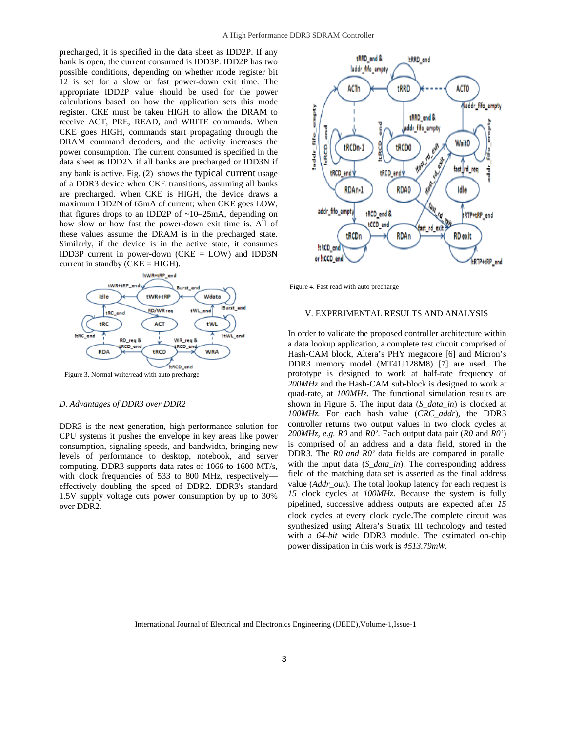precharged, it is specified in the data sheet as IDD2P. If any bank is open, the current consumed is IDD3P. IDD2P has two possible conditions, depending on whether mode register bit 12 is set for a slow or fast power-down exit time. The appropriate IDD2P value should be used for the power calculations based on how the application sets this mode register. CKE must be taken HIGH to allow the DRAM to receive ACT, PRE, READ, and WRITE commands. When CKE goes HIGH, commands start propagating through the DRAM command decoders, and the activity increases the power consumption. The current consumed is specified in the data sheet as IDD2N if all banks are precharged or IDD3N if any bank is active. Fig. (2) shows the typical current usage of a DDR3 device when CKE transitions, assuming all banks are precharged. When CKE is HIGH, the device draws a maximum IDD2N of 65mA of current; when CKE goes LOW, that figures drops to an IDD2P of ~10–25mA, depending on how slow or how fast the power-down exit time is. All of these values assume the DRAM is in the precharged state. Similarly, if the device is in the active state, it consumes IDD3P current in power-down (CKE = LOW) and IDD3N current in standby (CKE = HIGH).

Figure 3. Normal write/read with auto precharge

### D. Advantages of DDR3 over DDR2

DDR3 is the next-generation, high-performance solution for CPU systems it pushes the envelope in key areas like power consumption, signaling speeds, and bandwidth, bringing new levels of performance to desktop, notebook, and server computing. DDR3 supports data rates of 1066 to 1600 MT/s, with clock frequencies of 533 to 800 MHz, respectively—effectively doubling the speed of DDR2. DDR3's standard 1.5V supply voltage cuts power consumption by up to 30% over DDR2.

Figure 4. Fast read with auto precharge

## V. EXPERIMENTAL RESULTS AND ANALYSIS

In order to validate the proposed controller architecture within a data lookup application, a complete test circuit comprised of Hash-CAM block, Altera's PHY megacore [6] and Micron's DDR3 memory model (MT41J128M8) [7] are used. The prototype is designed to work at half-rate frequency of *200MHz* and the Hash-CAM sub-block is designed to work at quad-rate, at *100MHz.* The functional simulation results are shown in Figure 5. The input data (*S_data_in*) is clocked at *100MHz.* For each hash value (*CRC_addr*), the DDR3 controller returns two output values in two clock cycles at *200MHz, e.g. R0* and *R0'*. Each output data pair (*R0* and *R0'*) is comprised of an address and a data field, stored in the DDR3. The *R0 and R0'* data fields are compared in parallel with the input data (*S_data_in*). The corresponding address field of the matching data set is asserted as the final address value (*Addr_out*). The total lookup latency for each request is *15* clock cycles at *100MHz*. Because the system is fully pipelined, successive address outputs are expected after *15* clock cycles at every clock cycle.The complete circuit was synthesized using Altera's Stratix III technology and tested with a *64-bit* wide DDR3 module. The estimated on-chip power dissipation in this work is *4513.79mW.*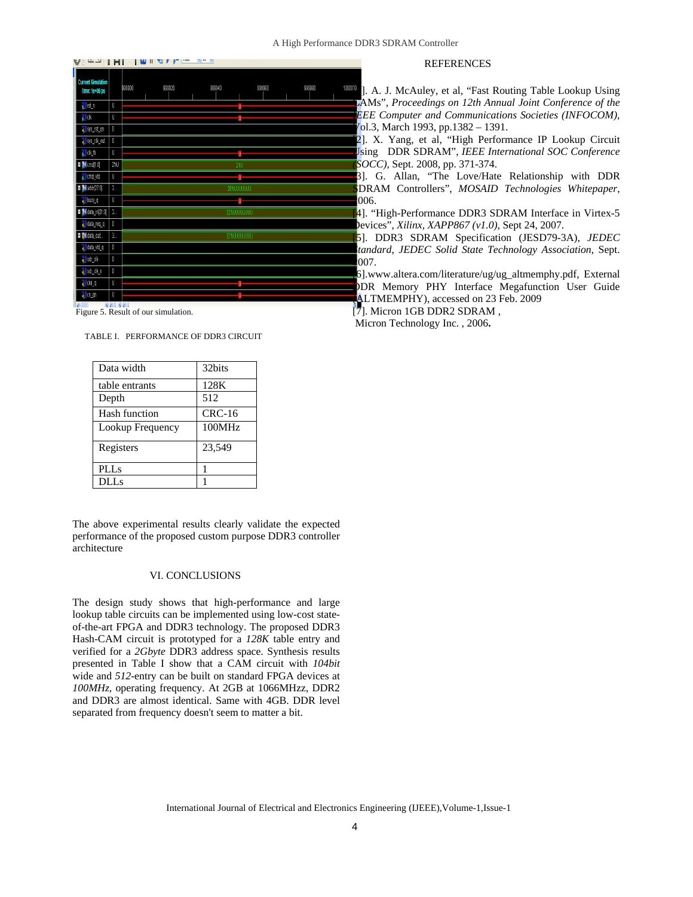Figure 5. Result of our simulation.

TABLE I. PERFORMANCE OF DDR3 CIRCUIT

| | |
|---|---|
| Data width | 32bits |
| table entrants | 128K |
| Depth | 512 |
| Hash function | CRC-16 |
| Lookup Frequency | 100MHz |
| Registers | 23,549 |
| PLLs | 1 |
| DLLs | 1 |

The above experimental results clearly validate the expected performance of the proposed custom purpose DDR3 controller architecture

## VI. CONCLUSIONS

The design study shows that high-performance and large lookup table circuits can be implemented using low-cost state-of-the-art FPGA and DDR3 technology. The proposed DDR3 Hash-CAM circuit is prototyped for a *128K* table entry and verified for a *2Gbyte* DDR3 address space. Synthesis results presented in Table I show that a CAM circuit with *104bit* wide and *512*-entry can be built on standard FPGA devices at *100MHz*, operating frequency. At 2GB at 1066MHzz, DDR2 and DDR3 are almost identical. Same with 4GB. DDR level separated from frequency doesn't seem to matter a bit.

## REFERENCES

[1]. A. J. McAuley, et al, "Fast Routing Table Lookup Using CAMs", *Proceedings on 12th Annual Joint Conference of the IEEE Computer and Communications Societies (INFOCOM)*, Vol.3, March 1993, pp.1382 – 1391.

[2]. X. Yang, et al, "High Performance IP Lookup Circuit Using DDR SDRAM", *IEEE International SOC Conference (SOCC)*, Sept. 2008, pp. 371-374.

[3]. G. Allan, "The Love/Hate Relationship with DDR SDRAM Controllers", *MOSAID Technologies Whitepaper*, 2006.

[4]. "High-Performance DDR3 SDRAM Interface in Virtex-5 Devices", *Xilinx, XAPP867 (v1.0)*, Sept 24, 2007.

[5]. DDR3 SDRAM Specification (JESD79-3A), *JEDEC Standard*, *JEDEC Solid State Technology Association*, Sept. 2007.

[6].www.altera.com/literature/ug/ug_altmemphy.pdf, External DDR Memory PHY Interface Megafunction User Guide (ALTMEMPHY), accessed on 23 Feb. 2009

[7]. Micron 1GB DDR2 SDRAM , Micron Technology Inc. , 2006**.**